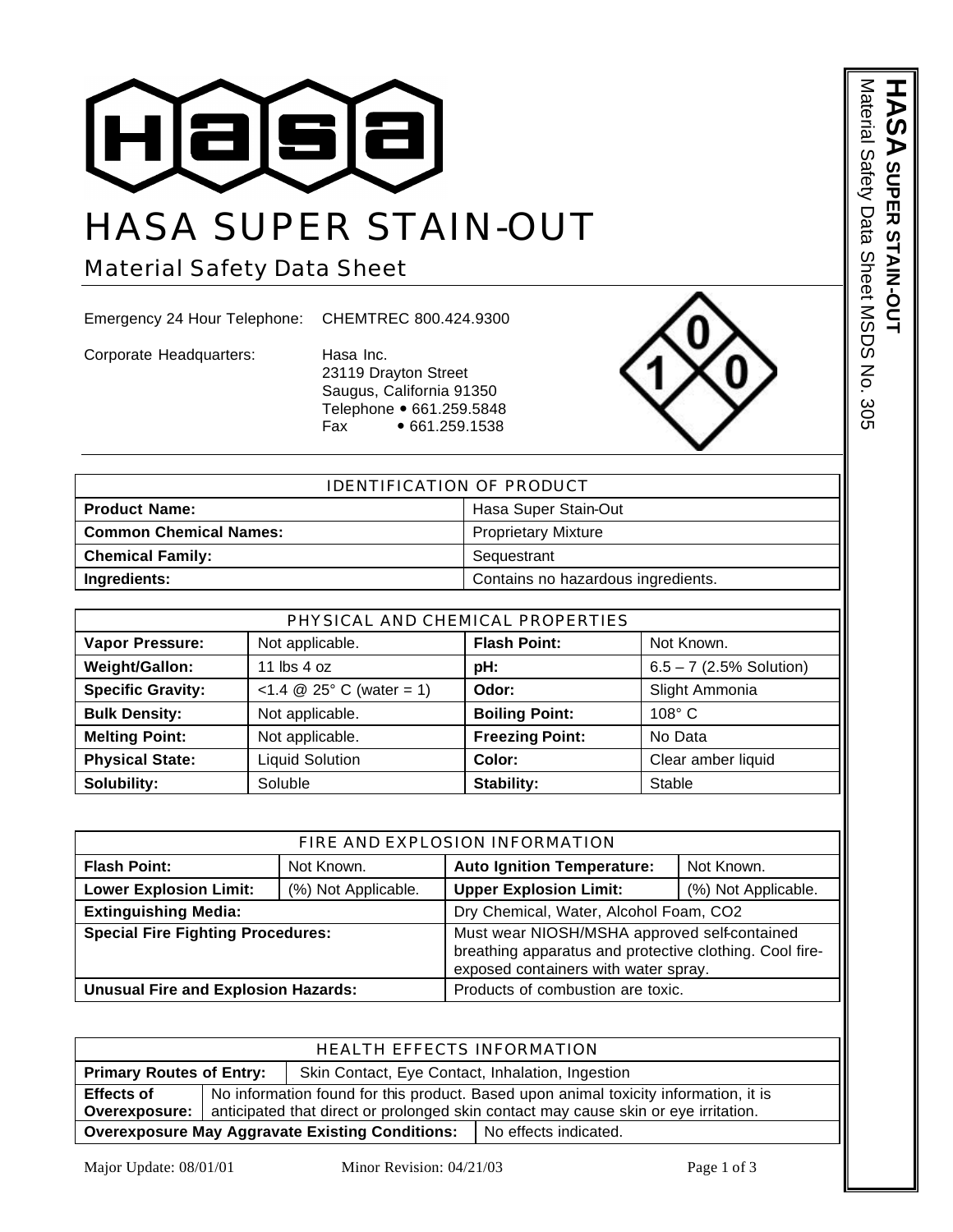# HASA SUPER STAIN-OUT

## Material Safety Data Sheet

Emergency 24 Hour Telephone: CHEMTREC 800.424.9300

Corporate Headquarters: Hasa Inc.
23119 Drayton Street
Saugus, California 91350
Telephone • 661.259.5848
Fax • 661.259.1538

| IDENTIFICATION OF PRODUCT | |
|---|---|
| **Product Name:** | Hasa Super Stain-Out |
| **Common Chemical Names:** | Proprietary Mixture |
| **Chemical Family:** | Sequestrant |
| **Ingredients:** | Contains no hazardous ingredients. |

| PHYSICAL AND CHEMICAL PROPERTIES | | | |
|---|---|---|---|
| **Vapor Pressure:** | Not applicable. | **Flash Point:** | Not Known. |
| **Weight/Gallon:** | 11 lbs 4 oz | **pH:** | 6.5 – 7 (2.5% Solution) |
| **Specific Gravity:** | <1.4 @ 25° C (water = 1) | **Odor:** | Slight Ammonia |
| **Bulk Density:** | Not applicable. | **Boiling Point:** | 108° C |
| **Melting Point:** | Not applicable. | **Freezing Point:** | No Data |
| **Physical State:** | Liquid Solution | **Color:** | Clear amber liquid |
| **Solubility:** | Soluble | **Stability:** | Stable |

| FIRE AND EXPLOSION INFORMATION | | | |
|---|---|---|---|
| **Flash Point:** | Not Known. | **Auto Ignition Temperature:** | Not Known. |
| **Lower Explosion Limit:** | (%) Not Applicable. | **Upper Explosion Limit:** | (%) Not Applicable. |
| **Extinguishing Media:** | | Dry Chemical, Water, Alcohol Foam, $CO_2$ | |
| **Special Fire Fighting Procedures:** | | Must wear NIOSH/MSHA approved self-contained breathing apparatus and protective clothing. Cool fire-exposed containers with water spray. | |
| **Unusual Fire and Explosion Hazards:** | | Products of combustion are toxic. | |

| HEALTH EFFECTS INFORMATION | |
|---|---|
| **Primary Routes of Entry:** | Skin Contact, Eye Contact, Inhalation, Ingestion |
| **Effects of Overexposure:** | No information found for this product. Based upon animal toxicity information, it is anticipated that direct or prolonged skin contact may cause skin or eye irritation. |
| **Overexposure May Aggravate Existing Conditions:** | No effects indicated. |

Major Update: 08/01/01 Minor Revision: 04/21/03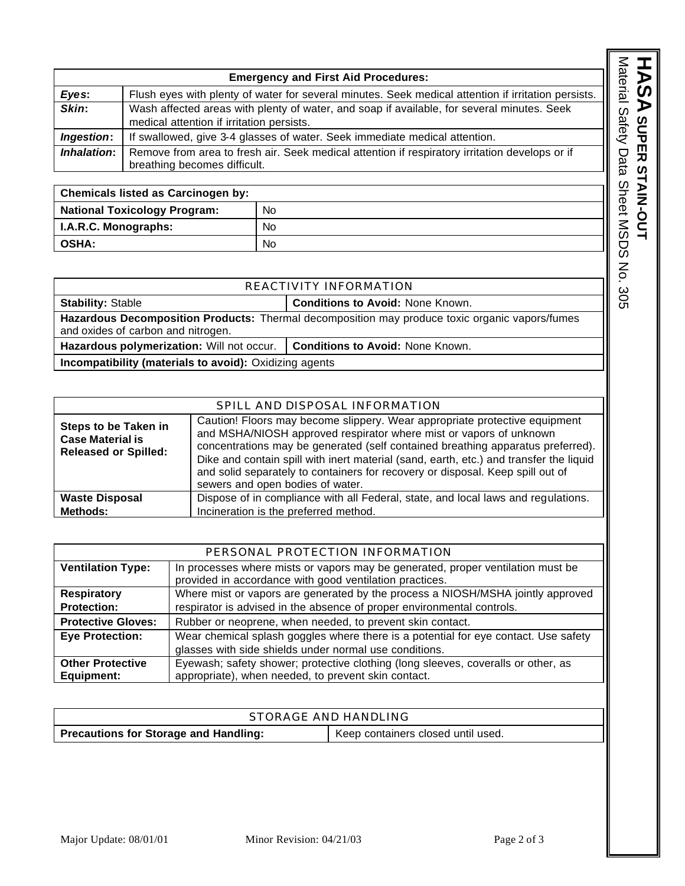| Emergency and First Aid Procedures: | |
|---|---|
| ***Eyes*:** | Flush eyes with plenty of water for several minutes. Seek medical attention if irritation persists. |
| ***Skin*:** | Wash affected areas with plenty of water, and soap if available, for several minutes. Seek medical attention if irritation persists. |
| ***Ingestion*:** | If swallowed, give 3-4 glasses of water. Seek immediate medical attention. |
| ***Inhalation*:** | Remove from area to fresh air. Seek medical attention if respiratory irritation develops or if breathing becomes difficult. |

| Chemicals listed as Carcinogen by: | |
|---|---|
| **National Toxicology Program:** | No |
| **I.A.R.C. Monographs:** | No |
| **OSHA:** | No |

| REACTIVITY INFORMATION | |
|---|---|
| **Stability:** Stable | **Conditions to Avoid:** None Known. |
| **Hazardous Decomposition Products:** Thermal decomposition may produce toxic organic vapors/fumes and oxides of carbon and nitrogen. | |
| **Hazardous polymerization:** Will not occur. | **Conditions to Avoid:** None Known. |
| **Incompatibility (materials to avoid):** Oxidizing agents | |

| SPILL AND DISPOSAL INFORMATION | |
|---|---|
| **Steps to be Taken in Case Material is Released or Spilled:** | Caution! Floors may become slippery. Wear appropriate protective equipment and MSHA/NIOSH approved respirator where mist or vapors of unknown concentrations may be generated (self contained breathing apparatus preferred). Dike and contain spill with inert material (sand, earth, etc.) and transfer the liquid and solid separately to containers for recovery or disposal. Keep spill out of sewers and open bodies of water. |
| **Waste Disposal Methods:** | Dispose of in compliance with all Federal, state, and local laws and regulations. Incineration is the preferred method. |

| PERSONAL PROTECTION INFORMATION | |
|---|---|
| **Ventilation Type:** | In processes where mists or vapors may be generated, proper ventilation must be provided in accordance with good ventilation practices. |
| **Respiratory Protection:** | Where mist or vapors are generated by the process a NIOSH/MSHA jointly approved respirator is advised in the absence of proper environmental controls. |
| **Protective Gloves:** | Rubber or neoprene, when needed, to prevent skin contact. |
| **Eye Protection:** | Wear chemical splash goggles where there is a potential for eye contact. Use safety glasses with side shields under normal use conditions. |
| **Other Protective Equipment:** | Eyewash; safety shower; protective clothing (long sleeves, coveralls or other, as appropriate), when needed, to prevent skin contact. |

| STORAGE AND HANDLING | |
|---|---|
| **Precautions for Storage and Handling:** | Keep containers closed until used. |

Major Update: 08/01/01 Minor Revision: 04/21/03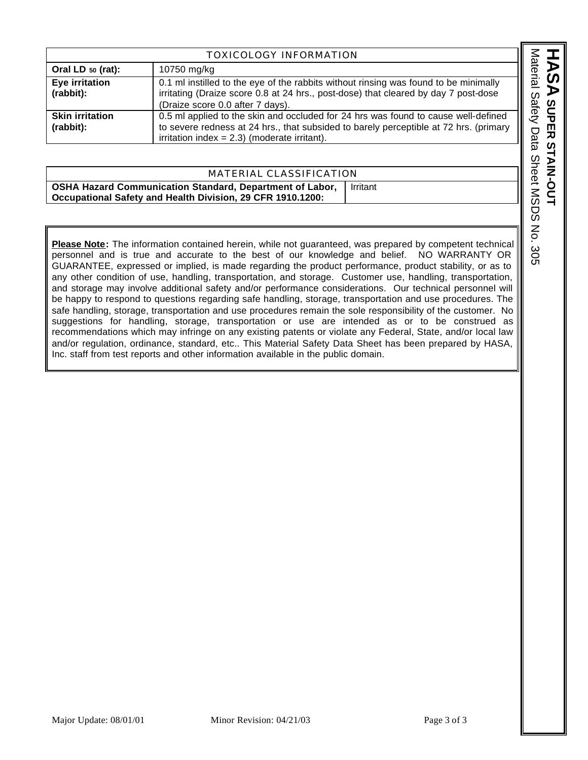| TOXICOLOGY INFORMATION | |
|---|---|
| **Oral $LD_{50}$ (rat):** | 10750 mg/kg |
| **Eye irritation (rabbit):** | 0.1 ml instilled to the eye of the rabbits without rinsing was found to be minimally irritating (Draize score 0.8 at 24 hrs., post-dose) that cleared by day 7 post-dose (Draize score 0.0 after 7 days). |
| **Skin irritation (rabbit):** | 0.5 ml applied to the skin and occluded for 24 hrs was found to cause well-defined to severe redness at 24 hrs., that subsided to barely perceptible at 72 hrs. (primary irritation index = 2.3) (moderate irritant). |

| MATERIAL CLASSIFICATION | |
|---|---|
| **OSHA Hazard Communication Standard, Department of Labor, Occupational Safety and Health Division, 29 CFR 1910.1200:** | Irritant |

**Please Note:** The information contained herein, while not guaranteed, was prepared by competent technical personnel and is true and accurate to the best of our knowledge and belief. NO WARRANTY OR GUARANTEE, expressed or implied, is made regarding the product performance, product stability, or as to any other condition of use, handling, transportation, and storage. Customer use, handling, transportation, and storage may involve additional safety and/or performance considerations. Our technical personnel will be happy to respond to questions regarding safe handling, storage, transportation and use procedures. The safe handling, storage, transportation and use procedures remain the sole responsibility of the customer. No suggestions for handling, storage, transportation or use are intended as or to be construed as recommendations which may infringe on any existing patents or violate any Federal, State, and/or local law and/or regulation, ordinance, standard, etc.. This Material Safety Data Sheet has been prepared by HASA, Inc. staff from test reports and other information available in the public domain.